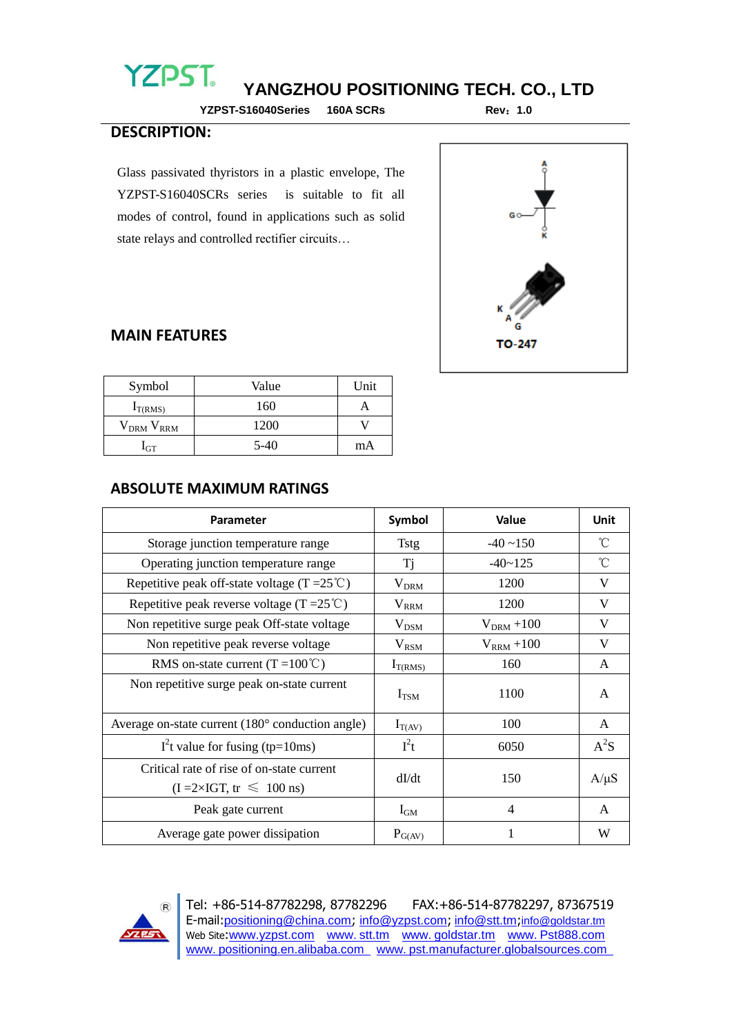# YANGZHOU POSITIONING TECH. CO., LTD

**YZPST-S16040Series 160A SCRs Rev：1.0**

## DESCRIPTION:

Glass passivated thyristors in a plastic envelope, The YZPST-S16040SCRs series is suitable to fit all modes of control, found in applications such as solid state relays and controlled rectifier circuits…

TO-247

## MAIN FEATURES

| Symbol | Value | Unit |
|---|---|---|
| $I_{T(RMS)}$ | 160 | A |
| $V_{DRM}$ $V_{RRM}$ | 1200 | V |
| $I_{GT}$ | 5-40 | mA |

## ABSOLUTE MAXIMUM RATINGS

| Parameter | Symbol | Value | Unit |
|---|---|---|---|
| Storage junction temperature range | Tstg | -40 ~150 | ℃ |
| Operating junction temperature range | Tj | -40~125 | ℃ |
| Repetitive peak off-state voltage (T =25℃) | $V_{DRM}$ | 1200 | V |
| Repetitive peak reverse voltage (T =25℃) | $V_{RRM}$ | 1200 | V |
| Non repetitive surge peak Off-state voltage | $V_{DSM}$ | $V_{DRM}$ +100 | V |
| Non repetitive peak reverse voltage | $V_{RSM}$ | $V_{RRM}$ +100 | V |
| RMS on-state current (T =100℃) | $I_{T(RMS)}$ | 160 | A |
| Non repetitive surge peak on-state current | $I_{TSM}$ | 1100 | A |
| Average on-state current (180° conduction angle) | $I_{T(AV)}$ | 100 | A |
| $I^2t$ value for fusing (tp=10ms) | $I^2t$ | 6050 | $A^2S$ |
| Critical rate of rise of on-state current (I =2×IGT, tr ≤ 100 ns) | dI/dt | 150 | A/μS |
| Peak gate current | $I_{GM}$ | 4 | A |
| Average gate power dissipation | $P_{G(AV)}$ | 1 | W |

Tel: +86-514-87782298, 87782296 FAX:+86-514-87782297, 87367519
E-mail:positioning@china.com; info@yzpst.com; info@stt.tm;info@goldstar.tm
Web Site:www.yzpst.com www. stt.tm www. goldstar.tm www. Pst888.com
www. positioning.en.alibaba.com www. pst.manufacturer.globalsources.com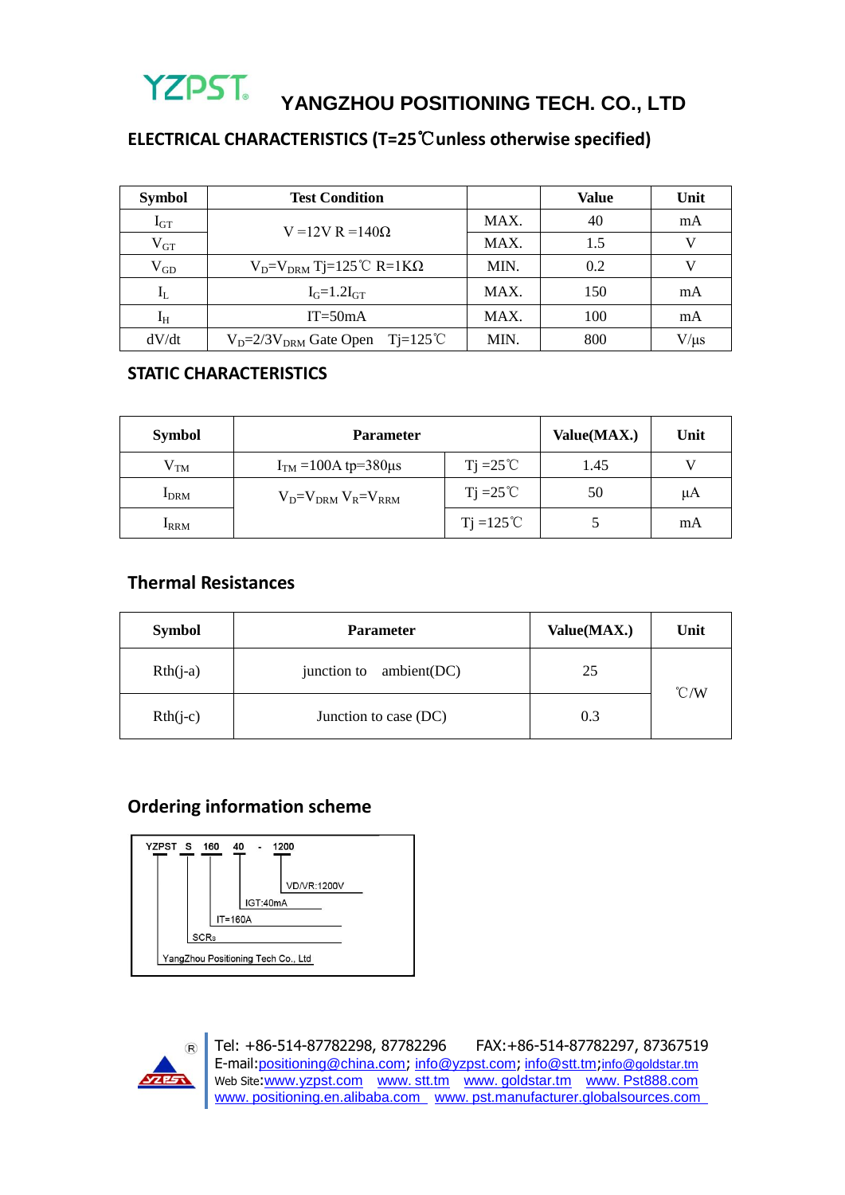YZPST YANGZHOU POSITIONING TECH. CO., LTD

## ELECTRICAL CHARACTERISTICS (T=25℃unless otherwise specified)

| Symbol | Test Condition | | Value | Unit |
|---|---|---|---|---|
| $I_{GT}$ | V =12V R =140Ω | MAX. | 40 | mA |
| $V_{GT}$ | | MAX. | 1.5 | V |
| $V_{GD}$ | $V_D$=$V_{DRM}$ Tj=125℃ R=1KΩ | MIN. | 0.2 | V |
| $I_L$ | $I_G$=1.2$I_{GT}$ | MAX. | 150 | mA |
| $I_H$ | IT=50mA | MAX. | 100 | mA |
| dV/dt | $V_D$=2/3$V_{DRM}$ Gate Open Tj=125℃ | MIN. | 800 | V/μs |

## STATIC CHARACTERISTICS

| Symbol | Parameter | | Value(MAX.) | Unit |
|---|---|---|---|---|
| $V_{TM}$ | $I_{TM}$ =100A tp=380μs | Tj =25℃ | 1.45 | V |
| $I_{DRM}$ | $V_D$=$V_{DRM}$ $V_R$=$V_{RRM}$ | Tj =25℃ | 50 | μA |
| $I_{RRM}$ | | Tj =125℃ | 5 | mA |

## Thermal Resistances

| Symbol | Parameter | Value(MAX.) | Unit |
|---|---|---|---|
| Rth(j-a) | junction to ambient(DC) | 25 | ℃/W |
| Rth(j-c) | Junction to case (DC) | 0.3 | |

## Ordering information scheme

YZPST S 160 40 - 1200

- VD/VR:1200V
- IGT:40mA
- IT=160A
- SCRs
- YangZhou Positioning Tech Co., Ltd

Tel: +86-514-87782298, 87782296 FAX:+86-514-87782297, 87367519
E-mail:positioning@china.com; info@yzpst.com; info@stt.tm;info@goldstar.tm
Web Site:www.yzpst.com www. stt.tm www. goldstar.tm www. Pst888.com
www. positioning.en.alibaba.com www. pst.manufacturer.globalsources.com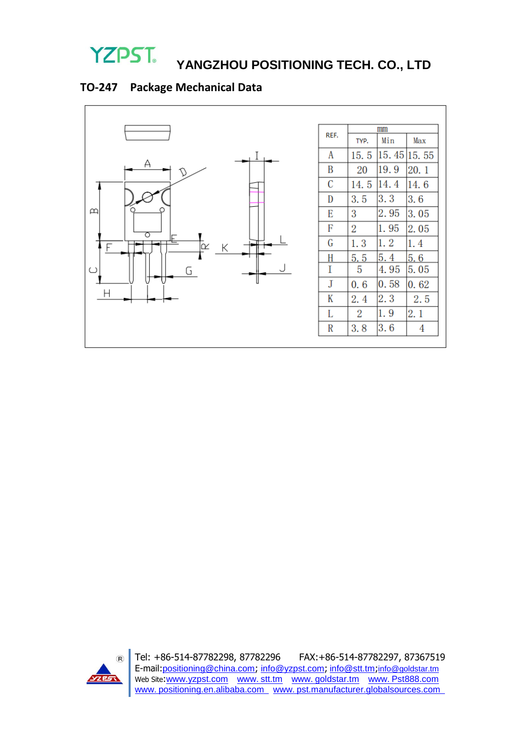YANGZHOU POSITIONING TECH. CO., LTD

## TO-247 Package Mechanical Data

| REF. | mm | | |
|---|---|---|---|
| | TYP. | Min | Max |
| A | 15.5 | 15.45 | 15.55 |
| B | 20 | 19.9 | 20.1 |
| C | 14.5 | 14.4 | 14.6 |
| D | 3.5 | 3.3 | 3.6 |
| E | 3 | 2.95 | 3.05 |
| F | 2 | 1.95 | 2.05 |
| G | 1.3 | 1.2 | 1.4 |
| H | 5.5 | 5.4 | 5.6 |
| I | 5 | 4.95 | 5.05 |
| J | 0.6 | 0.58 | 0.62 |
| K | 2.4 | 2.3 | 2.5 |
| L | 2 | 1.9 | 2.1 |
| R | 3.8 | 3.6 | 4 |

Tel: +86-514-87782298, 87782296    FAX:+86-514-87782297, 87367519
E-mail:positioning@china.com; info@yzpst.com; info@stt.tm;info@goldstar.tm
Web Site:www.yzpst.com  www.stt.tm  www.goldstar.tm  www.Pst888.com
www.positioning.en.alibaba.com  www.pst.manufacturer.globalsources.com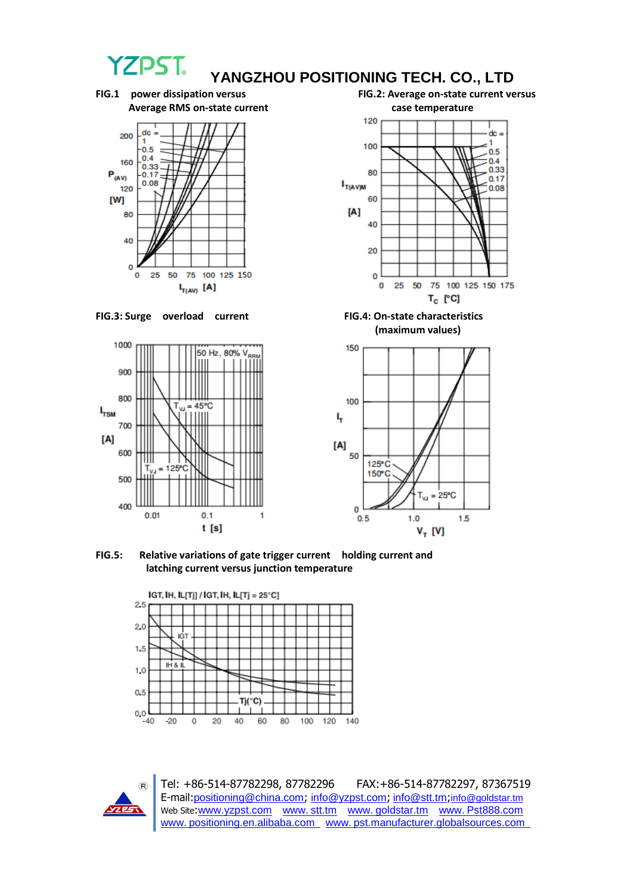YZPST

# YANGZHOU POSITIONING TECH. CO., LTD

**FIG.1 power dissipation versus Average RMS on-state current**

dc = 1, 0.5, 0.4, 0.33, 0.17, 0.08

$P_{(AV)}$ [W]

0, 40, 80, 120, 160, 200

0, 25, 50, 75, 100, 125, 150

$I_{T(AV)}$ [A]

**FIG.2: Average on-state current versus case temperature**

dc = 1, 0.5, 0.4, 0.33, 0.17, 0.08

$I_{T(AV)M}$ [A]

0, 20, 40, 60, 80, 100, 120

0, 25, 50, 75, 100, 125, 150, 175

$T_C$ [°C]

**FIG.3: Surge overload current**

50 Hz, 80% $V_{RRM}$

$T_{VJ}$ = 45°C

$T_{VJ}$ = 125°C

$I_{TSM}$ [A]

400, 500, 600, 700, 800, 900, 1000

0.01, 0.1, 1

t [s]

**FIG.4: On-state characteristics (maximum values)**

125°C

150°C

$T_{VJ}$ = 25°C

$I_T$ [A]

0, 50, 100, 150

0.5, 1.0, 1.5

$V_T$ [V]

**FIG.5: Relative variations of gate trigger current holding current and latching current versus junction temperature**

IGT, IH, IL[Tj] / IGT, IH, IL[Tj = 25°C]

IGT

IH & IL

Tj(°C)

0.0, 0.5, 1.0, 1.5, 2.0, 2.5

-40, -20, 0, 20, 40, 60, 80, 100, 120, 140

Tel: +86-514-87782298, 87782296 FAX:+86-514-87782297, 87367519
E-mail:positioning@china.com; info@yzpst.com; info@stt.tm;info@goldstar.tm
Web Site:www.yzpst.com www. stt.tm www. goldstar.tm www. Pst888.com
www. positioning.en.alibaba.com www. pst.manufacturer.globalsources.com